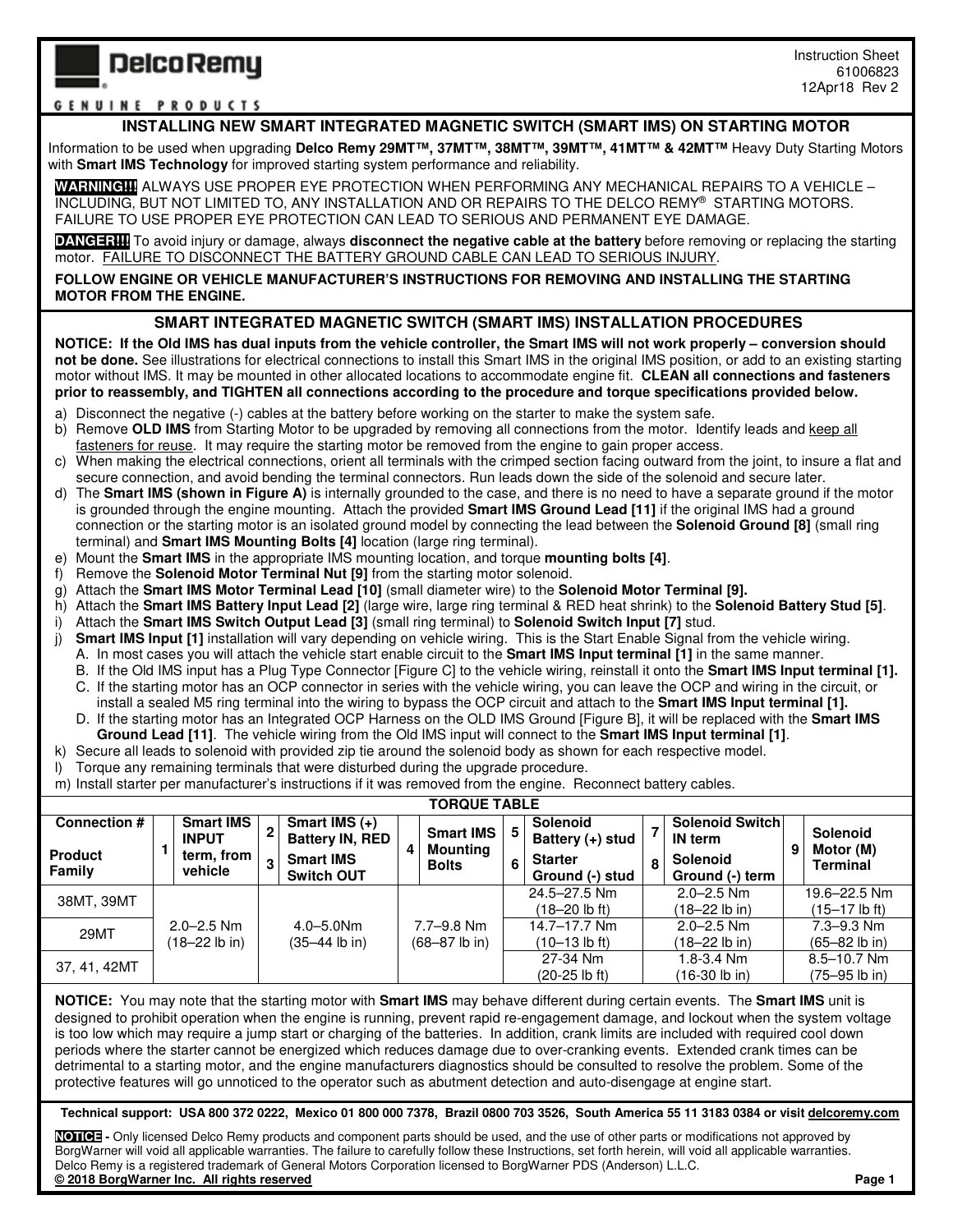Delco Remy

GENUINE PRODUCTS

Instruction Sheet
61006823
12Apr18 Rev 2

# INSTALLING NEW SMART INTEGRATED MAGNETIC SWITCH (SMART IMS) ON STARTING MOTOR

Information to be used when upgrading **Delco Remy 29MT™, 37MT™, 38MT™, 39MT™, 41MT™ & 42MT™** Heavy Duty Starting Motors with **Smart IMS Technology** for improved starting system performance and reliability.

**WARNING!!!** ALWAYS USE PROPER EYE PROTECTION WHEN PERFORMING ANY MECHANICAL REPAIRS TO A VEHICLE – INCLUDING, BUT NOT LIMITED TO, ANY INSTALLATION AND OR REPAIRS TO THE DELCO REMY® STARTING MOTORS. FAILURE TO USE PROPER EYE PROTECTION CAN LEAD TO SERIOUS AND PERMANENT EYE DAMAGE.

**DANGER!!!** To avoid injury or damage, always **disconnect the negative cable at the battery** before removing or replacing the starting motor. FAILURE TO DISCONNECT THE BATTERY GROUND CABLE CAN LEAD TO SERIOUS INJURY.

**FOLLOW ENGINE OR VEHICLE MANUFACTURER'S INSTRUCTIONS FOR REMOVING AND INSTALLING THE STARTING MOTOR FROM THE ENGINE.**

## SMART INTEGRATED MAGNETIC SWITCH (SMART IMS) INSTALLATION PROCEDURES

**NOTICE: If the Old IMS has dual inputs from the vehicle controller, the Smart IMS will not work properly – conversion should not be done.** See illustrations for electrical connections to install this Smart IMS in the original IMS position, or add to an existing starting motor without IMS. It may be mounted in other allocated locations to accommodate engine fit. **CLEAN all connections and fasteners prior to reassembly, and TIGHTEN all connections according to the procedure and torque specifications provided below.**

a) Disconnect the negative (-) cables at the battery before working on the starter to make the system safe.
b) Remove **OLD IMS** from Starting Motor to be upgraded by removing all connections from the motor. Identify leads and keep all fasteners for reuse. It may require the starting motor be removed from the engine to gain proper access.
c) When making the electrical connections, orient all terminals with the crimped section facing outward from the joint, to insure a flat and secure connection, and avoid bending the terminal connectors. Run leads down the side of the solenoid and secure later.
d) The **Smart IMS (shown in Figure A)** is internally grounded to the case, and there is no need to have a separate ground if the motor is grounded through the engine mounting. Attach the provided **Smart IMS Ground Lead [11]** if the original IMS had a ground connection or the starting motor is an isolated ground model by connecting the lead between the **Solenoid Ground [8]** (small ring terminal) and **Smart IMS Mounting Bolts [4]** location (large ring terminal).
e) Mount the **Smart IMS** in the appropriate IMS mounting location, and torque **mounting bolts [4]**.
f) Remove the **Solenoid Motor Terminal Nut [9]** from the starting motor solenoid.
g) Attach the **Smart IMS Motor Terminal Lead [10]** (small diameter wire) to the **Solenoid Motor Terminal [9].**
h) Attach the **Smart IMS Battery Input Lead [2]** (large wire, large ring terminal & RED heat shrink) to the **Solenoid Battery Stud [5]**.
i) Attach the **Smart IMS Switch Output Lead [3]** (small ring terminal) to **Solenoid Switch Input [7]** stud.
j) **Smart IMS Input [1]** installation will vary depending on vehicle wiring. This is the Start Enable Signal from the vehicle wiring.
   A. In most cases you will attach the vehicle start enable circuit to the **Smart IMS Input terminal [1]** in the same manner.
   B. If the Old IMS input has a Plug Type Connector [Figure C] to the vehicle wiring, reinstall it onto the **Smart IMS Input terminal [1].**
   C. If the starting motor has an OCP connector in series with the vehicle wiring, you can leave the OCP and wiring in the circuit, or install a sealed M5 ring terminal into the wiring to bypass the OCP circuit and attach to the **Smart IMS Input terminal [1].**
   D. If the starting motor has an Integrated OCP Harness on the OLD IMS Ground [Figure B], it will be replaced with the **Smart IMS Ground Lead [11]**. The vehicle wiring from the Old IMS input will connect to the **Smart IMS Input terminal [1]**.
k) Secure all leads to solenoid with provided zip tie around the solenoid body as shown for each respective model.
l) Torque any remaining terminals that were disturbed during the upgrade procedure.
m) Install starter per manufacturer's instructions if it was removed from the engine. Reconnect battery cables.

**TORQUE TABLE**

| Connection # / Product Family | 1 – Smart IMS INPUT term, from vehicle | 2 – Smart IMS (+) Battery IN, RED / 3 – Smart IMS Switch OUT | 4 – Smart IMS Mounting Bolts | 5 – Solenoid Battery (+) stud / 6 – Starter Ground (-) stud | 7 – Solenoid Switch IN term / 8 – Solenoid Ground (-) term | 9 – Solenoid Motor (M) Terminal |
|---|---|---|---|---|---|---|
| 38MT, 39MT | 2.0–2.5 Nm (18–22 lb in) | 4.0–5.0Nm (35–44 lb in) | 7.7–9.8 Nm (68–87 lb in) | 24.5–27.5 Nm (18–20 lb ft) | 2.0–2.5 Nm (18–22 lb in) | 19.6–22.5 Nm (15–17 lb ft) |
| 29MT | 2.0–2.5 Nm (18–22 lb in) | 4.0–5.0Nm (35–44 lb in) | 7.7–9.8 Nm (68–87 lb in) | 14.7–17.7 Nm (10–13 lb ft) | 2.0–2.5 Nm (18–22 lb in) | 7.3–9.3 Nm (65–82 lb in) |
| 37, 41, 42MT | 2.0–2.5 Nm (18–22 lb in) | 4.0–5.0Nm (35–44 lb in) | 7.7–9.8 Nm (68–87 lb in) | 27-34 Nm (20-25 lb ft) | 1.8-3.4 Nm (16-30 lb in) | 8.5–10.7 Nm (75–95 lb in) |

**NOTICE:** You may note that the starting motor with **Smart IMS** may behave different during certain events. The **Smart IMS** unit is designed to prohibit operation when the engine is running, prevent rapid re-engagement damage, and lockout when the system voltage is too low which may require a jump start or charging of the batteries. In addition, crank limits are included with required cool down periods where the starter cannot be energized which reduces damage due to over-cranking events. Extended crank times can be detrimental to a starting motor, and the engine manufacturers diagnostics should be consulted to resolve the problem. Some of the protective features will go unnoticed to the operator such as abutment detection and auto-disengage at engine start.

**Technical support: USA 800 372 0222, Mexico 01 800 000 7378, Brazil 0800 703 3526, South America 55 11 3183 0384 or visit delcoremy.com**

**NOTICE** - Only licensed Delco Remy products and component parts should be used, and the use of other parts or modifications not approved by BorgWarner will void all applicable warranties. The failure to carefully follow these Instructions, set forth herein, will void all applicable warranties. Delco Remy is a registered trademark of General Motors Corporation licensed to BorgWarner PDS (Anderson) L.L.C.
**© 2018 BorgWarner Inc. All rights reserved**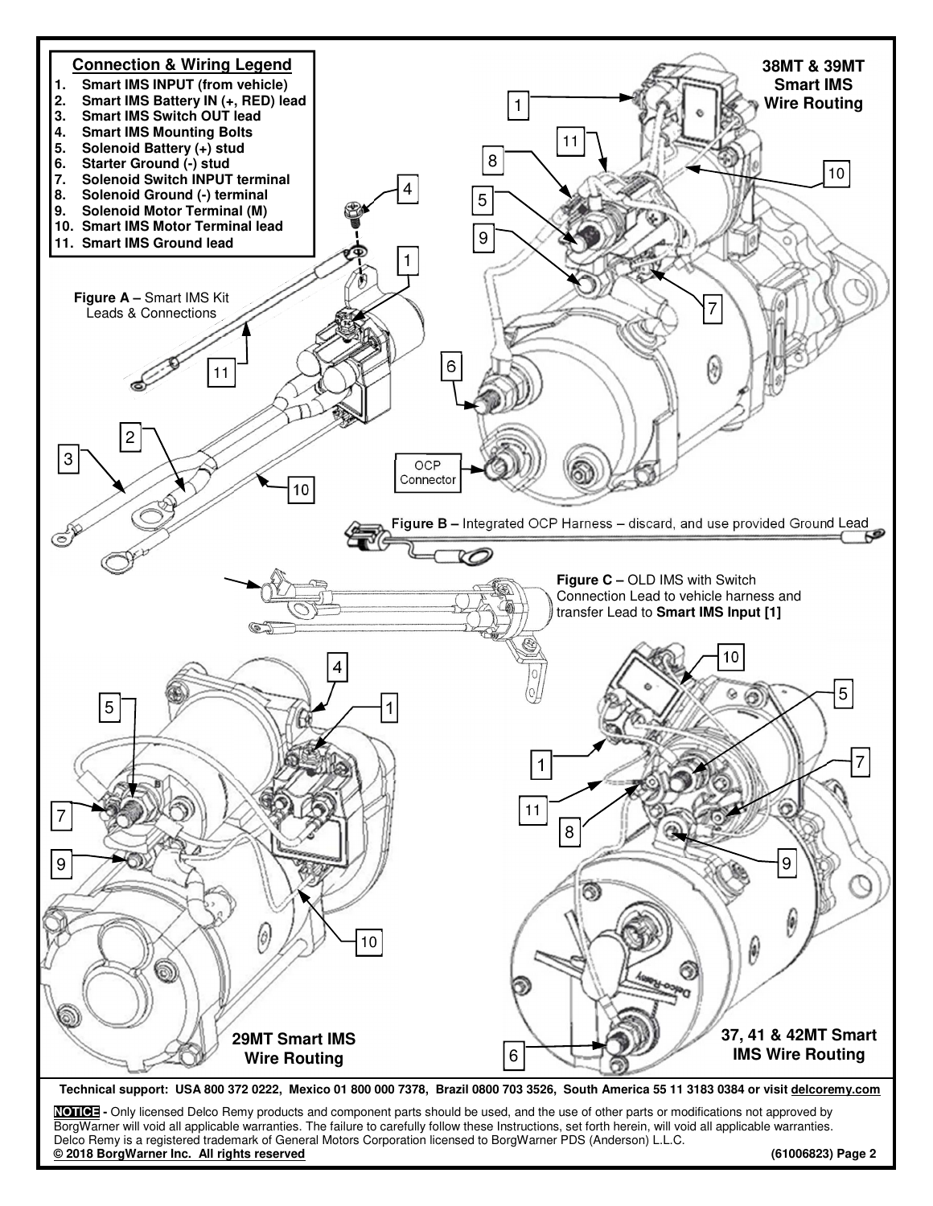## Connection & Wiring Legend

1. **Smart IMS INPUT (from vehicle)**
2. **Smart IMS Battery IN (+, RED) lead**
3. **Smart IMS Switch OUT lead**
4. **Smart IMS Mounting Bolts**
5. **Solenoid Battery (+) stud**
6. **Starter Ground (-) stud**
7. **Solenoid Switch INPUT terminal**
8. **Solenoid Ground (-) terminal**
9. **Solenoid Motor Terminal (M)**
10. **Smart IMS Motor Terminal lead**
11. **Smart IMS Ground lead**

**38MT & 39MT Smart IMS Wire Routing**

**Figure A –** Smart IMS Kit Leads & Connections

OCP Connector

**Figure B –** Integrated OCP Harness – discard, and use provided Ground Lead

**Figure C –** OLD IMS with Switch Connection Lead to vehicle harness and transfer Lead to **Smart IMS Input [1]**

**29MT Smart IMS Wire Routing**

**37, 41 & 42MT Smart IMS Wire Routing**

**Technical support: USA 800 372 0222, Mexico 01 800 000 7378, Brazil 0800 703 3526, South America 55 11 3183 0384 or visit delcoremy.com**

**NOTICE -** Only licensed Delco Remy products and component parts should be used, and the use of other parts or modifications not approved by BorgWarner will void all applicable warranties. The failure to carefully follow these Instructions, set forth herein, will void all applicable warranties. Delco Remy is a registered trademark of General Motors Corporation licensed to BorgWarner PDS (Anderson) L.L.C.

**© 2018 BorgWarner Inc. All rights reserved** **(61006823)**